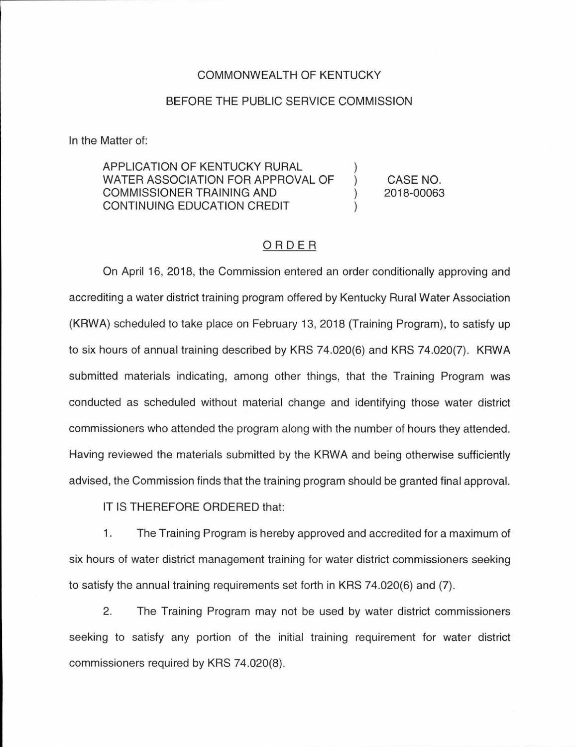COMMONWEALTH OF KENTUCKY

BEFORE THE PUBLIC SERVICE COMMISSION

In the Matter of:

| | | |
|---|---|---|
| APPLICATION OF KENTUCKY RURAL WATER ASSOCIATION FOR APPROVAL OF COMMISSIONER TRAINING AND CONTINUING EDUCATION CREDIT | ) ) ) ) | CASE NO. 2018-00063 |

## ORDER

On April 16, 2018, the Commission entered an order conditionally approving and accrediting a water district training program offered by Kentucky Rural Water Association (KRWA) scheduled to take place on February 13, 2018 (Training Program), to satisfy up to six hours of annual training described by KRS 74.020(6) and KRS 74.020(7). KRWA submitted materials indicating, among other things, that the Training Program was conducted as scheduled without material change and identifying those water district commissioners who attended the program along with the number of hours they attended. Having reviewed the materials submitted by the KRWA and being otherwise sufficiently advised, the Commission finds that the training program should be granted final approval.

IT IS THEREFORE ORDERED that:

1. The Training Program is hereby approved and accredited for a maximum of six hours of water district management training for water district commissioners seeking to satisfy the annual training requirements set forth in KRS 74.020(6) and (7).

2. The Training Program may not be used by water district commissioners seeking to satisfy any portion of the initial training requirement for water district commissioners required by KRS 74.020(8).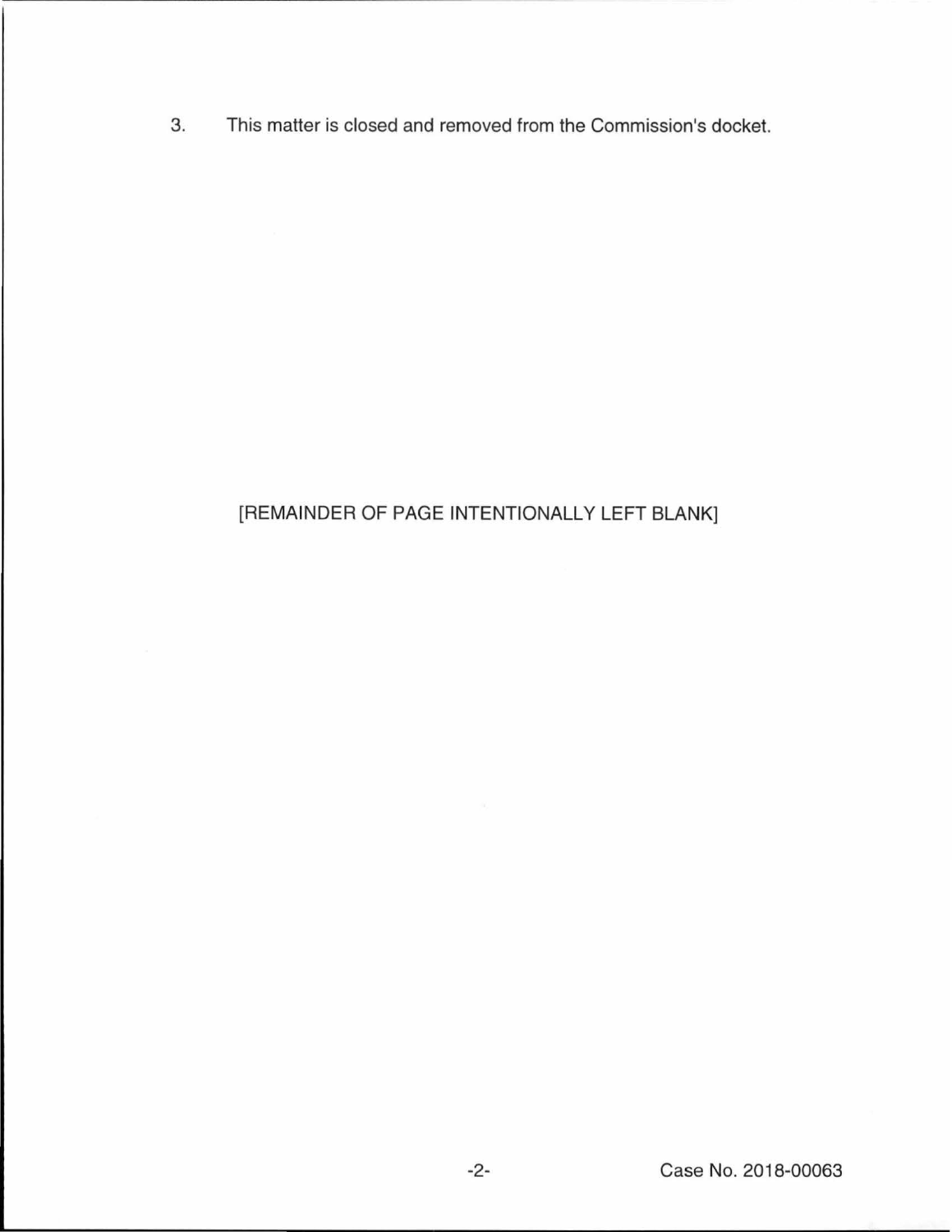3. This matter is closed and removed from the Commission's docket.

[REMAINDER OF PAGE INTENTIONALLY LEFT BLANK]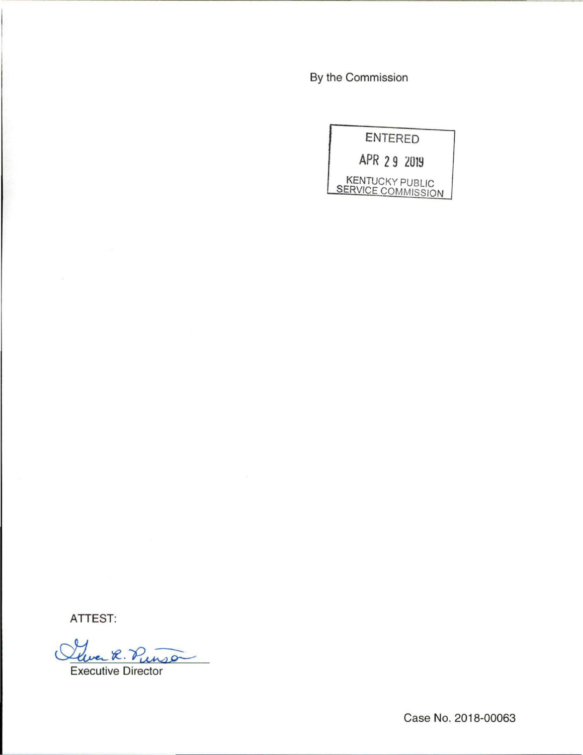By the Commission

ENTERED

APR 29 2019

KENTUCKY PUBLIC SERVICE COMMISSION

ATTEST:

Gwen R. Pinson

Executive Director

Case No. 2018-00063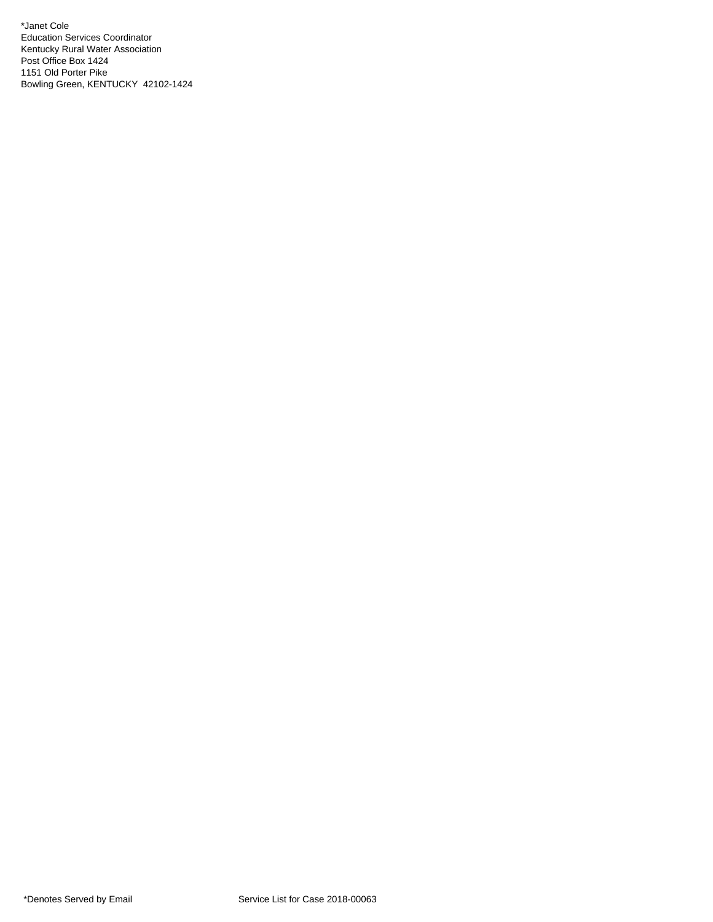*Janet Cole
Education Services Coordinator
Kentucky Rural Water Association
Post Office Box 1424
1151 Old Porter Pike
Bowling Green, KENTUCKY 42102-1424